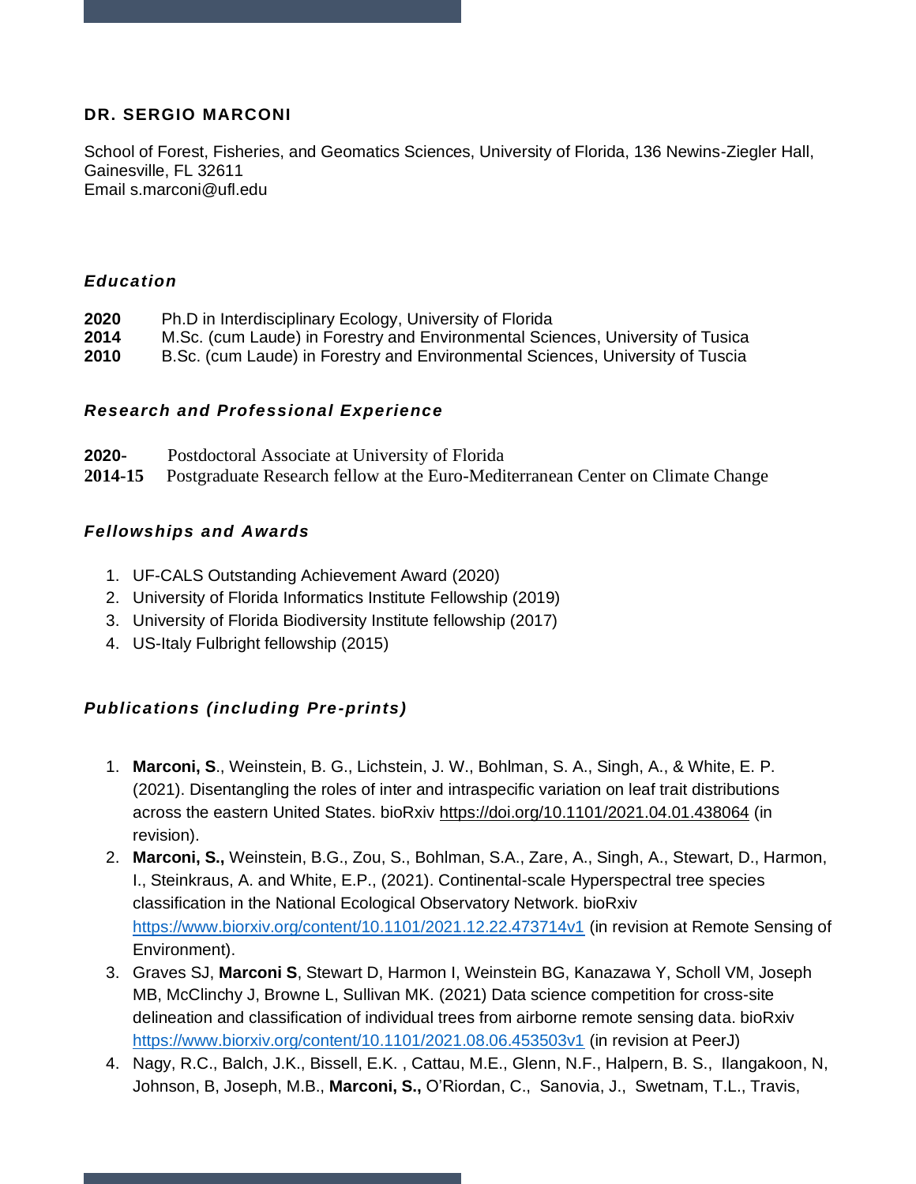# DR. SERGIO MARCONI

School of Forest, Fisheries, and Geomatics Sciences, University of Florida, 136 Newins-Ziegler Hall, Gainesville, FL 32611
Email s.marconi@ufl.edu

## *Education*

**2020** Ph.D in Interdisciplinary Ecology, University of Florida
**2014** M.Sc. (cum Laude) in Forestry and Environmental Sciences, University of Tusica
**2010** B.Sc. (cum Laude) in Forestry and Environmental Sciences, University of Tuscia

## *Research and Professional Experience*

**2020-** Postdoctoral Associate at University of Florida
**2014-15** Postgraduate Research fellow at the Euro-Mediterranean Center on Climate Change

## *Fellowships and Awards*

1. UF-CALS Outstanding Achievement Award (2020)
2. University of Florida Informatics Institute Fellowship (2019)
3. University of Florida Biodiversity Institute fellowship (2017)
4. US-Italy Fulbright fellowship (2015)

## *Publications (including Pre-prints)*

1. **Marconi, S**., Weinstein, B. G., Lichstein, J. W., Bohlman, S. A., Singh, A., & White, E. P. (2021). Disentangling the roles of inter and intraspecific variation on leaf trait distributions across the eastern United States. bioRxiv https://doi.org/10.1101/2021.04.01.438064 (in revision).
2. **Marconi, S.,** Weinstein, B.G., Zou, S., Bohlman, S.A., Zare, A., Singh, A., Stewart, D., Harmon, I., Steinkraus, A. and White, E.P., (2021). Continental-scale Hyperspectral tree species classification in the National Ecological Observatory Network. bioRxiv https://www.biorxiv.org/content/10.1101/2021.12.22.473714v1 (in revision at Remote Sensing of Environment).
3. Graves SJ, **Marconi S**, Stewart D, Harmon I, Weinstein BG, Kanazawa Y, Scholl VM, Joseph MB, McClinchy J, Browne L, Sullivan MK. (2021) Data science competition for cross-site delineation and classification of individual trees from airborne remote sensing data. bioRxiv https://www.biorxiv.org/content/10.1101/2021.08.06.453503v1 (in revision at PeerJ)
4. Nagy, R.C., Balch, J.K., Bissell, E.K. , Cattau, M.E., Glenn, N.F., Halpern, B. S., Ilangakoon, N, Johnson, B, Joseph, M.B., **Marconi, S.,** O'Riordan, C., Sanovia, J., Swetnam, T.L., Travis,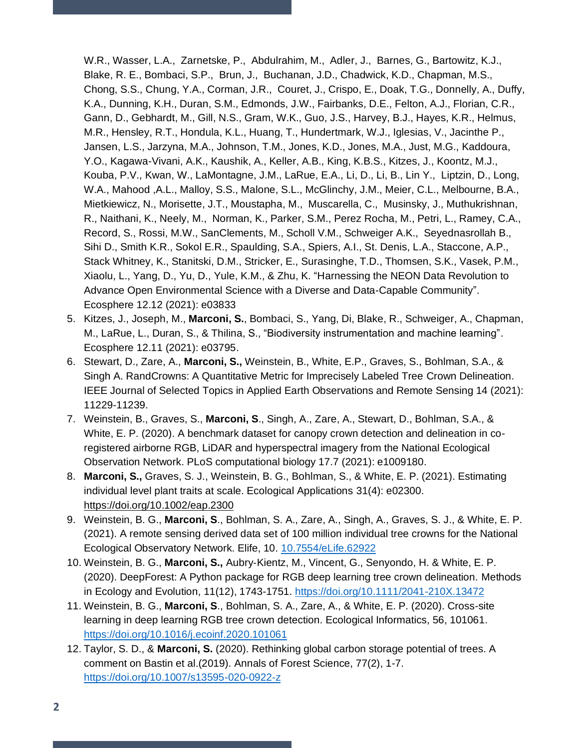W.R., Wasser, L.A., Zarnetske, P., Abdulrahim, M., Adler, J., Barnes, G., Bartowitz, K.J., Blake, R. E., Bombaci, S.P., Brun, J., Buchanan, J.D., Chadwick, K.D., Chapman, M.S., Chong, S.S., Chung, Y.A., Corman, J.R., Couret, J., Crispo, E., Doak, T.G., Donnelly, A., Duffy, K.A., Dunning, K.H., Duran, S.M., Edmonds, J.W., Fairbanks, D.E., Felton, A.J., Florian, C.R., Gann, D., Gebhardt, M., Gill, N.S., Gram, W.K., Guo, J.S., Harvey, B.J., Hayes, K.R., Helmus, M.R., Hensley, R.T., Hondula, K.L., Huang, T., Hundertmark, W.J., Iglesias, V., Jacinthe P., Jansen, L.S., Jarzyna, M.A., Johnson, T.M., Jones, K.D., Jones, M.A., Just, M.G., Kaddoura, Y.O., Kagawa-Vivani, A.K., Kaushik, A., Keller, A.B., King, K.B.S., Kitzes, J., Koontz, M.J., Kouba, P.V., Kwan, W., LaMontagne, J.M., LaRue, E.A., Li, D., Li, B., Lin Y., Liptzin, D., Long, W.A., Mahood ,A.L., Malloy, S.S., Malone, S.L., McGlinchy, J.M., Meier, C.L., Melbourne, B.A., Mietkiewicz, N., Morisette, J.T., Moustapha, M., Muscarella, C., Musinsky, J., Muthukrishnan, R., Naithani, K., Neely, M., Norman, K., Parker, S.M., Perez Rocha, M., Petri, L., Ramey, C.A., Record, S., Rossi, M.W., SanClements, M., Scholl V.M., Schweiger A.K., Seyednasrollah B., Sihi D., Smith K.R., Sokol E.R., Spaulding, S.A., Spiers, A.I., St. Denis, L.A., Staccone, A.P., Stack Whitney, K., Stanitski, D.M., Stricker, E., Surasinghe, T.D., Thomsen, S.K., Vasek, P.M., Xiaolu, L., Yang, D., Yu, D., Yule, K.M., & Zhu, K. "Harnessing the NEON Data Revolution to Advance Open Environmental Science with a Diverse and Data-Capable Community". Ecosphere 12.12 (2021): e03833

5. Kitzes, J., Joseph, M., **Marconi, S.**, Bombaci, S., Yang, Di, Blake, R., Schweiger, A., Chapman, M., LaRue, L., Duran, S., & Thilina, S., "Biodiversity instrumentation and machine learning". Ecosphere 12.11 (2021): e03795.
6. Stewart, D., Zare, A., **Marconi, S.,** Weinstein, B., White, E.P., Graves, S., Bohlman, S.A., & Singh A. RandCrowns: A Quantitative Metric for Imprecisely Labeled Tree Crown Delineation. IEEE Journal of Selected Topics in Applied Earth Observations and Remote Sensing 14 (2021): 11229-11239.
7. Weinstein, B., Graves, S., **Marconi, S**., Singh, A., Zare, A., Stewart, D., Bohlman, S.A., & White, E. P. (2020). A benchmark dataset for canopy crown detection and delineation in co-registered airborne RGB, LiDAR and hyperspectral imagery from the National Ecological Observation Network. PLoS computational biology 17.7 (2021): e1009180.
8. **Marconi, S.,** Graves, S. J., Weinstein, B. G., Bohlman, S., & White, E. P. (2021). Estimating individual level plant traits at scale. Ecological Applications 31(4): e02300. https://doi.org/10.1002/eap.2300
9. Weinstein, B. G., **Marconi, S**., Bohlman, S. A., Zare, A., Singh, A., Graves, S. J., & White, E. P. (2021). A remote sensing derived data set of 100 million individual tree crowns for the National Ecological Observatory Network. Elife, 10. 10.7554/eLife.62922
10. Weinstein, B. G., **Marconi, S.,** Aubry-Kientz, M., Vincent, G., Senyondo, H. & White, E. P. (2020). DeepForest: A Python package for RGB deep learning tree crown delineation. Methods in Ecology and Evolution, 11(12), 1743-1751. https://doi.org/10.1111/2041-210X.13472
11. Weinstein, B. G., **Marconi, S**., Bohlman, S. A., Zare, A., & White, E. P. (2020). Cross-site learning in deep learning RGB tree crown detection. Ecological Informatics, 56, 101061. https://doi.org/10.1016/j.ecoinf.2020.101061
12. Taylor, S. D., & **Marconi, S.** (2020). Rethinking global carbon storage potential of trees. A comment on Bastin et al.(2019). Annals of Forest Science, 77(2), 1-7. https://doi.org/10.1007/s13595-020-0922-z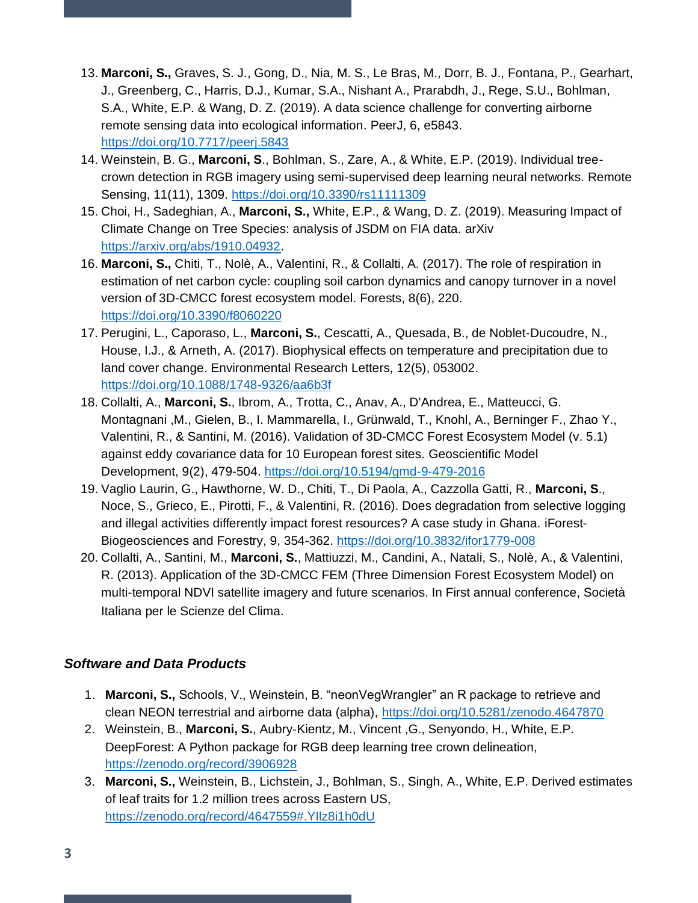13. **Marconi, S.,** Graves, S. J., Gong, D., Nia, M. S., Le Bras, M., Dorr, B. J., Fontana, P., Gearhart, J., Greenberg, C., Harris, D.J., Kumar, S.A., Nishant A., Prarabdh, J., Rege, S.U., Bohlman, S.A., White, E.P. & Wang, D. Z. (2019). A data science challenge for converting airborne remote sensing data into ecological information. PeerJ, 6, e5843. https://doi.org/10.7717/peerj.5843
14. Weinstein, B. G., **Marconi, S**., Bohlman, S., Zare, A., & White, E.P. (2019). Individual tree-crown detection in RGB imagery using semi-supervised deep learning neural networks. Remote Sensing, 11(11), 1309. https://doi.org/10.3390/rs11111309
15. Choi, H., Sadeghian, A., **Marconi, S.,** White, E.P., & Wang, D. Z. (2019). Measuring Impact of Climate Change on Tree Species: analysis of JSDM on FIA data. arXiv https://arxiv.org/abs/1910.04932.
16. **Marconi, S.,** Chiti, T., Nolè, A., Valentini, R., & Collalti, A. (2017). The role of respiration in estimation of net carbon cycle: coupling soil carbon dynamics and canopy turnover in a novel version of 3D-CMCC forest ecosystem model. Forests, 8(6), 220. https://doi.org/10.3390/f8060220
17. Perugini, L., Caporaso, L., **Marconi, S.**, Cescatti, A., Quesada, B., de Noblet-Ducoudre, N., House, I.J., & Arneth, A. (2017). Biophysical effects on temperature and precipitation due to land cover change. Environmental Research Letters, 12(5), 053002. https://doi.org/10.1088/1748-9326/aa6b3f
18. Collalti, A., **Marconi, S.**, Ibrom, A., Trotta, C., Anav, A., D'Andrea, E., Matteucci, G. Montagnani ,M., Gielen, B., I. Mammarella, I., Grünwald, T., Knohl, A., Berninger F., Zhao Y., Valentini, R., & Santini, M. (2016). Validation of 3D-CMCC Forest Ecosystem Model (v. 5.1) against eddy covariance data for 10 European forest sites. Geoscientific Model Development, 9(2), 479-504. https://doi.org/10.5194/gmd-9-479-2016
19. Vaglio Laurin, G., Hawthorne, W. D., Chiti, T., Di Paola, A., Cazzolla Gatti, R., **Marconi, S**., Noce, S., Grieco, E., Pirotti, F., & Valentini, R. (2016). Does degradation from selective logging and illegal activities differently impact forest resources? A case study in Ghana. iForest-Biogeosciences and Forestry, 9, 354-362. https://doi.org/10.3832/ifor1779-008
20. Collalti, A., Santini, M., **Marconi, S.**, Mattiuzzi, M., Candini, A., Natali, S., Nolè, A., & Valentini, R. (2013). Application of the 3D-CMCC FEM (Three Dimension Forest Ecosystem Model) on multi-temporal NDVI satellite imagery and future scenarios. In First annual conference, Società Italiana per le Scienze del Clima.

### *Software and Data Products*

1. **Marconi, S.,** Schools, V., Weinstein, B. "neonVegWrangler" an R package to retrieve and clean NEON terrestrial and airborne data (alpha), https://doi.org/10.5281/zenodo.4647870
2. Weinstein, B., **Marconi, S.**, Aubry-Kientz, M., Vincent ,G., Senyondo, H., White, E.P. DeepForest: A Python package for RGB deep learning tree crown delineation, https://zenodo.org/record/3906928
3. **Marconi, S.,** Weinstein, B., Lichstein, J., Bohlman, S., Singh, A., White, E.P. Derived estimates of leaf traits for 1.2 million trees across Eastern US, https://zenodo.org/record/4647559#.YIlz8i1h0dU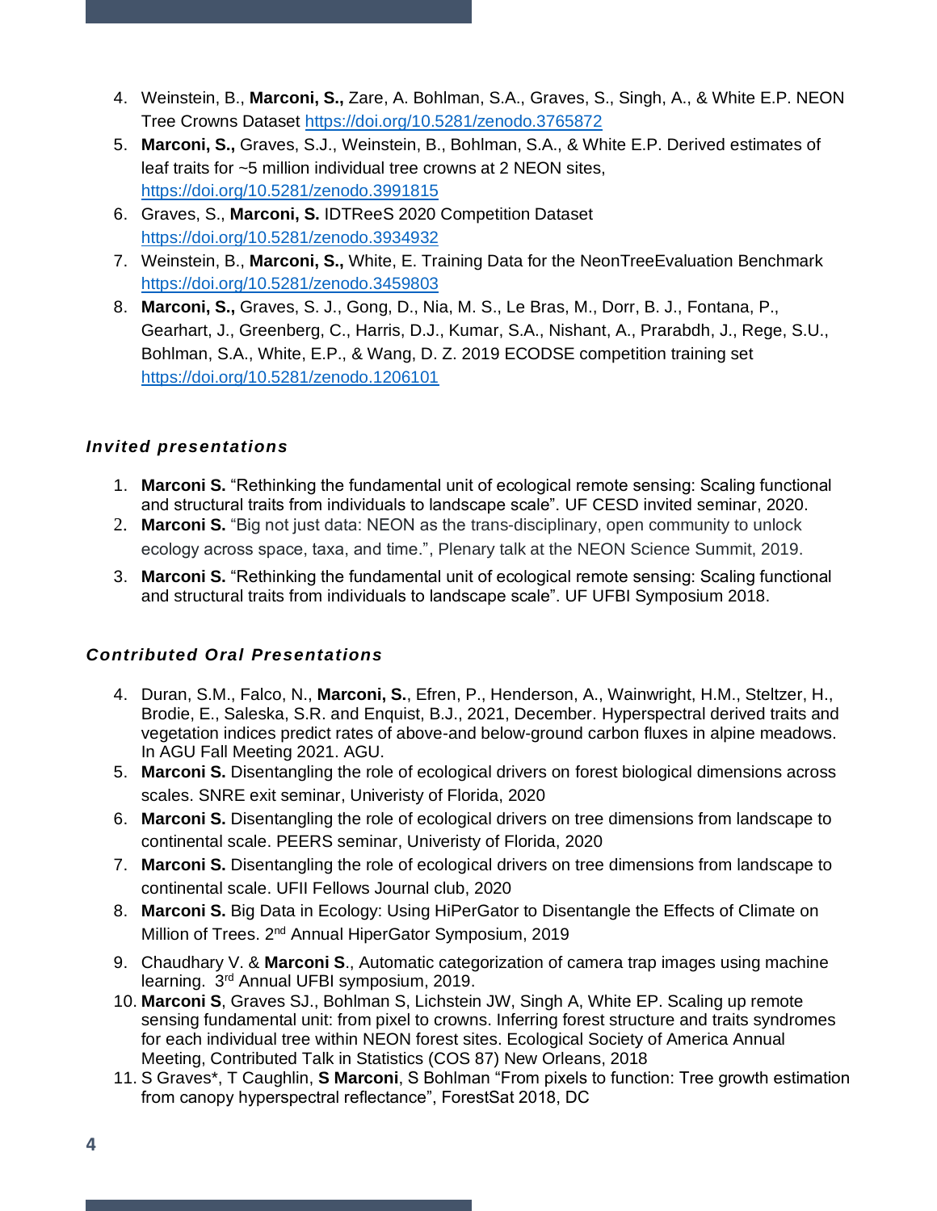4. Weinstein, B., **Marconi, S.,** Zare, A. Bohlman, S.A., Graves, S., Singh, A., & White E.P. NEON Tree Crowns Dataset https://doi.org/10.5281/zenodo.3765872
5. **Marconi, S.,** Graves, S.J., Weinstein, B., Bohlman, S.A., & White E.P. Derived estimates of leaf traits for ~5 million individual tree crowns at 2 NEON sites, https://doi.org/10.5281/zenodo.3991815
6. Graves, S., **Marconi, S.** IDTReeS 2020 Competition Dataset https://doi.org/10.5281/zenodo.3934932
7. Weinstein, B., **Marconi, S.,** White, E. Training Data for the NeonTreeEvaluation Benchmark https://doi.org/10.5281/zenodo.3459803
8. **Marconi, S.,** Graves, S. J., Gong, D., Nia, M. S., Le Bras, M., Dorr, B. J., Fontana, P., Gearhart, J., Greenberg, C., Harris, D.J., Kumar, S.A., Nishant, A., Prarabdh, J., Rege, S.U., Bohlman, S.A., White, E.P., & Wang, D. Z. 2019 ECODSE competition training set https://doi.org/10.5281/zenodo.1206101

### *Invited presentations*

1. **Marconi S.** "Rethinking the fundamental unit of ecological remote sensing: Scaling functional and structural traits from individuals to landscape scale". UF CESD invited seminar, 2020.
2. **Marconi S.** "Big not just data: NEON as the trans-disciplinary, open community to unlock ecology across space, taxa, and time.", Plenary talk at the NEON Science Summit, 2019.
3. **Marconi S.** "Rethinking the fundamental unit of ecological remote sensing: Scaling functional and structural traits from individuals to landscape scale". UF UFBI Symposium 2018.

### *Contributed Oral Presentations*

4. Duran, S.M., Falco, N., **Marconi, S.**, Efren, P., Henderson, A., Wainwright, H.M., Steltzer, H., Brodie, E., Saleska, S.R. and Enquist, B.J., 2021, December. Hyperspectral derived traits and vegetation indices predict rates of above-and below-ground carbon fluxes in alpine meadows. In AGU Fall Meeting 2021. AGU.
5. **Marconi S.** Disentangling the role of ecological drivers on forest biological dimensions across scales. SNRE exit seminar, Univeristy of Florida, 2020
6. **Marconi S.** Disentangling the role of ecological drivers on tree dimensions from landscape to continental scale. PEERS seminar, Univeristy of Florida, 2020
7. **Marconi S.** Disentangling the role of ecological drivers on tree dimensions from landscape to continental scale. UFII Fellows Journal club, 2020
8. **Marconi S.** Big Data in Ecology: Using HiPerGator to Disentangle the Effects of Climate on Million of Trees. 2nd Annual HiperGator Symposium, 2019
9. Chaudhary V. & **Marconi S**., Automatic categorization of camera trap images using machine learning. 3rd Annual UFBI symposium, 2019.
10. **Marconi S**, Graves SJ., Bohlman S, Lichstein JW, Singh A, White EP. Scaling up remote sensing fundamental unit: from pixel to crowns. Inferring forest structure and traits syndromes for each individual tree within NEON forest sites. Ecological Society of America Annual Meeting, Contributed Talk in Statistics (COS 87) New Orleans, 2018
11. S Graves*, T Caughlin, **S Marconi**, S Bohlman "From pixels to function: Tree growth estimation from canopy hyperspectral reflectance", ForestSat 2018, DC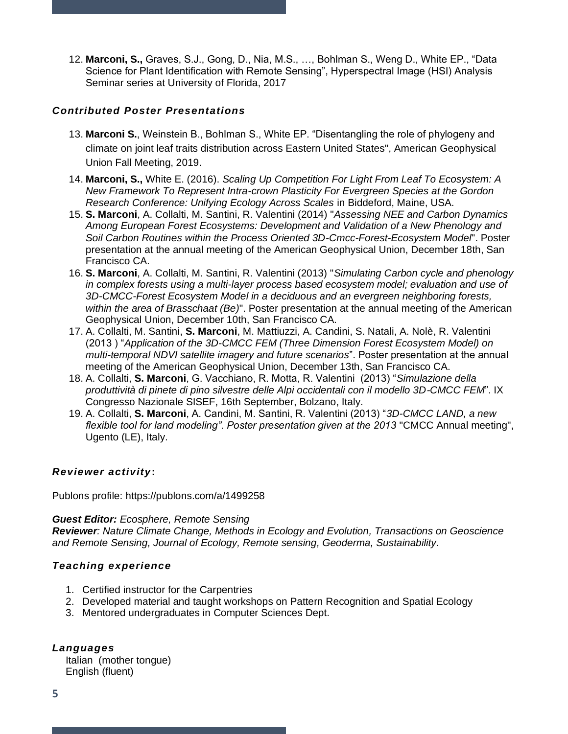12. **Marconi, S.,** Graves, S.J., Gong, D., Nia, M.S., …, Bohlman S., Weng D., White EP., "Data Science for Plant Identification with Remote Sensing", Hyperspectral Image (HSI) Analysis Seminar series at University of Florida, 2017

### *Contributed Poster Presentations*

13. **Marconi S.**, Weinstein B., Bohlman S., White EP. "Disentangling the role of phylogeny and climate on joint leaf traits distribution across Eastern United States", American Geophysical Union Fall Meeting, 2019.
14. **Marconi, S.,** White E. (2016). *Scaling Up Competition For Light From Leaf To Ecosystem: A New Framework To Represent Intra-crown Plasticity For Evergreen Species at the Gordon Research Conference: Unifying Ecology Across Scales* in Biddeford, Maine, USA.
15. **S. Marconi**, A. Collalti, M. Santini, R. Valentini (2014) "*Assessing NEE and Carbon Dynamics Among European Forest Ecosystems: Development and Validation of a New Phenology and Soil Carbon Routines within the Process Oriented 3D-Cmcc-Forest-Ecosystem Model*". Poster presentation at the annual meeting of the American Geophysical Union, December 18th, San Francisco CA.
16. **S. Marconi**, A. Collalti, M. Santini, R. Valentini (2013) "*Simulating Carbon cycle and phenology in complex forests using a multi-layer process based ecosystem model; evaluation and use of 3D-CMCC-Forest Ecosystem Model in a deciduous and an evergreen neighboring forests, within the area of Brasschaat (Be)*". Poster presentation at the annual meeting of the American Geophysical Union, December 10th, San Francisco CA.
17. A. Collalti, M. Santini, **S. Marconi**, M. Mattiuzzi, A. Candini, S. Natali, A. Nolè, R. Valentini (2013 ) "*Application of the 3D-CMCC FEM (Three Dimension Forest Ecosystem Model) on multi-temporal NDVI satellite imagery and future scenarios*". Poster presentation at the annual meeting of the American Geophysical Union, December 13th, San Francisco CA.
18. A. Collalti, **S. Marconi**, G. Vacchiano, R. Motta, R. Valentini (2013) "*Simulazione della produttività di pinete di pino silvestre delle Alpi occidentali con il modello 3D-CMCC FEM*". IX Congresso Nazionale SISEF, 16th September, Bolzano, Italy.
19. A. Collalti, **S. Marconi**, A. Candini, M. Santini, R. Valentini (2013) "*3D-CMCC LAND, a new flexible tool for land modeling". Poster presentation given at the 2013* "CMCC Annual meeting", Ugento (LE), Italy.

### *Reviewer activity:*

Publons profile: https://publons.com/a/1499258

***Guest Editor:*** *Ecosphere, Remote Sensing*
***Reviewer****: Nature Climate Change, Methods in Ecology and Evolution, Transactions on Geoscience and Remote Sensing, Journal of Ecology, Remote sensing, Geoderma, Sustainability*.

### *Teaching experience*

1. Certified instructor for the Carpentries
2. Developed material and taught workshops on Pattern Recognition and Spatial Ecology
3. Mentored undergraduates in Computer Sciences Dept.

### *Languages*

Italian (mother tongue)
English (fluent)